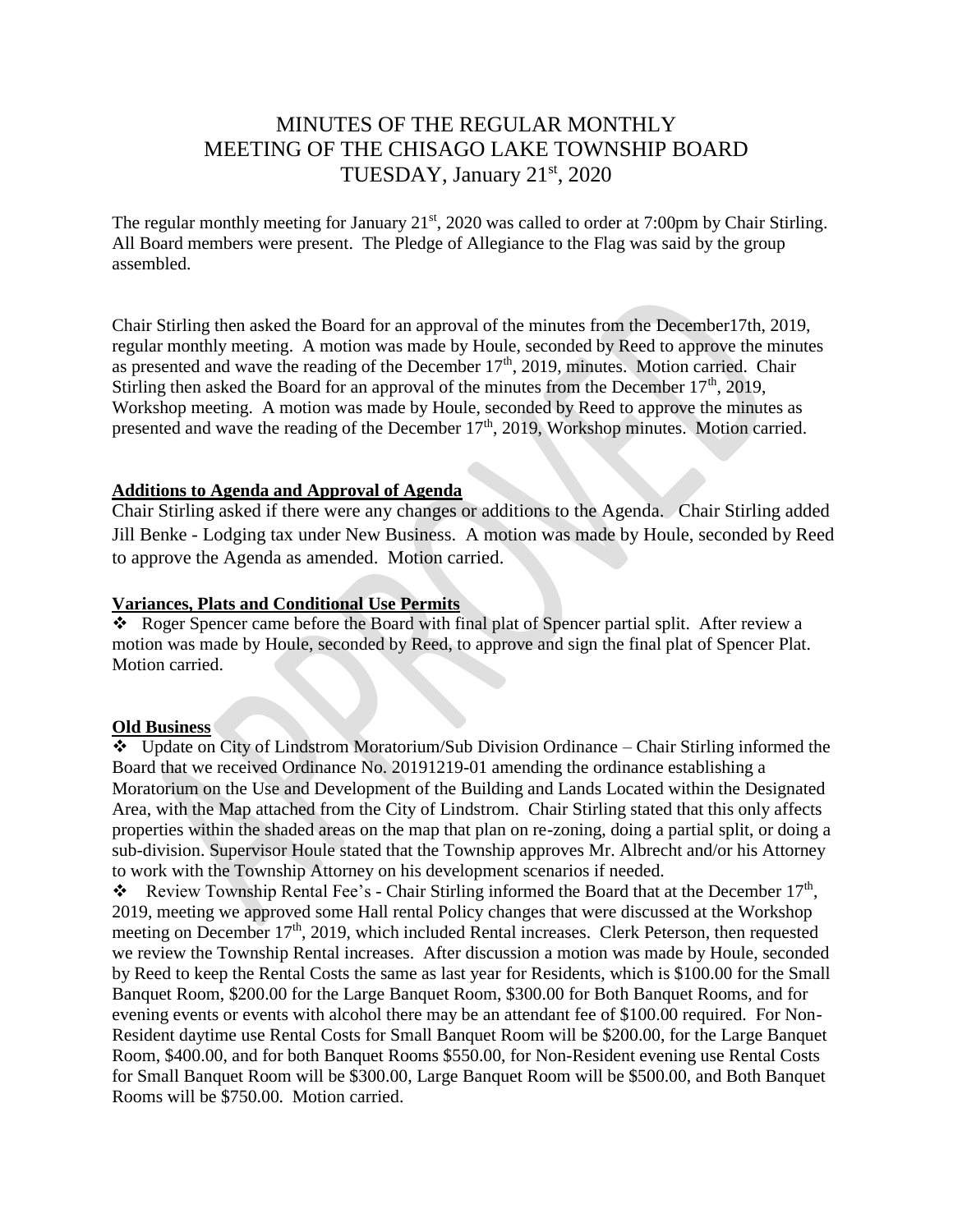# MINUTES OF THE REGULAR MONTHLY MEETING OF THE CHISAGO LAKE TOWNSHIP BOARD TUESDAY, January 21st, 2020

The regular monthly meeting for January 21st, 2020 was called to order at 7:00pm by Chair Stirling. All Board members were present. The Pledge of Allegiance to the Flag was said by the group assembled.

Chair Stirling then asked the Board for an approval of the minutes from the December17th, 2019, regular monthly meeting. A motion was made by Houle, seconded by Reed to approve the minutes as presented and wave the reading of the December 17th, 2019, minutes. Motion carried. Chair Stirling then asked the Board for an approval of the minutes from the December 17th, 2019, Workshop meeting. A motion was made by Houle, seconded by Reed to approve the minutes as presented and wave the reading of the December 17th, 2019, Workshop minutes. Motion carried.

**Additions to Agenda and Approval of Agenda**

Chair Stirling asked if there were any changes or additions to the Agenda. Chair Stirling added Jill Benke - Lodging tax under New Business. A motion was made by Houle, seconded by Reed to approve the Agenda as amended. Motion carried.

**Variances, Plats and Conditional Use Permits**

- Roger Spencer came before the Board with final plat of Spencer partial split. After review a motion was made by Houle, seconded by Reed, to approve and sign the final plat of Spencer Plat. Motion carried.

**Old Business**

- Update on City of Lindstrom Moratorium/Sub Division Ordinance – Chair Stirling informed the Board that we received Ordinance No. 20191219-01 amending the ordinance establishing a Moratorium on the Use and Development of the Building and Lands Located within the Designated Area, with the Map attached from the City of Lindstrom. Chair Stirling stated that this only affects properties within the shaded areas on the map that plan on re-zoning, doing a partial split, or doing a sub-division. Supervisor Houle stated that the Township approves Mr. Albrecht and/or his Attorney to work with the Township Attorney on his development scenarios if needed.
- Review Township Rental Fee's - Chair Stirling informed the Board that at the December 17th, 2019, meeting we approved some Hall rental Policy changes that were discussed at the Workshop meeting on December 17th, 2019, which included Rental increases. Clerk Peterson, then requested we review the Township Rental increases. After discussion a motion was made by Houle, seconded by Reed to keep the Rental Costs the same as last year for Residents, which is $100.00 for the Small Banquet Room, $200.00 for the Large Banquet Room, $300.00 for Both Banquet Rooms, and for evening events or events with alcohol there may be an attendant fee of $100.00 required. For Non-Resident daytime use Rental Costs for Small Banquet Room will be $200.00, for the Large Banquet Room, $400.00, and for both Banquet Rooms $550.00, for Non-Resident evening use Rental Costs for Small Banquet Room will be $300.00, Large Banquet Room will be $500.00, and Both Banquet Rooms will be $750.00. Motion carried.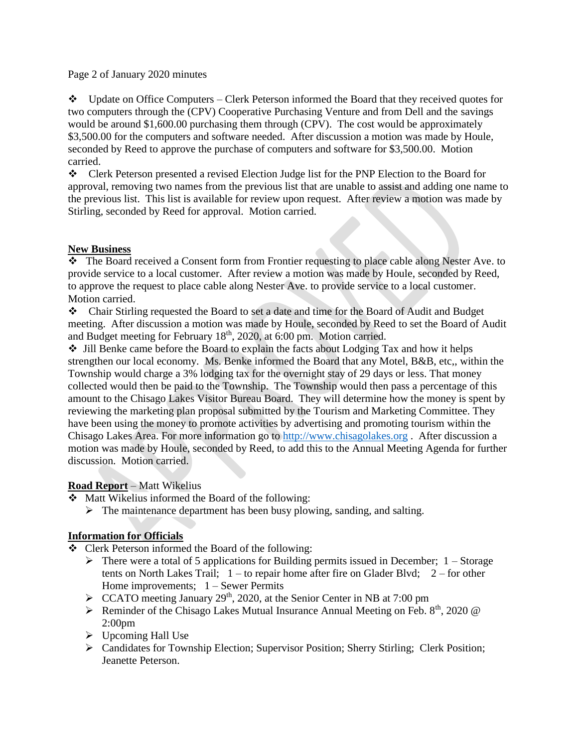Page 2 of January 2020 minutes

- ❖ Update on Office Computers – Clerk Peterson informed the Board that they received quotes for two computers through the (CPV) Cooperative Purchasing Venture and from Dell and the savings would be around $1,600.00 purchasing them through (CPV). The cost would be approximately $3,500.00 for the computers and software needed. After discussion a motion was made by Houle, seconded by Reed to approve the purchase of computers and software for $3,500.00. Motion carried.
- ❖ Clerk Peterson presented a revised Election Judge list for the PNP Election to the Board for approval, removing two names from the previous list that are unable to assist and adding one name to the previous list. This list is available for review upon request. After review a motion was made by Stirling, seconded by Reed for approval. Motion carried.

**New Business**

- ❖ The Board received a Consent form from Frontier requesting to place cable along Nester Ave. to provide service to a local customer. After review a motion was made by Houle, seconded by Reed, to approve the request to place cable along Nester Ave. to provide service to a local customer. Motion carried.
- ❖ Chair Stirling requested the Board to set a date and time for the Board of Audit and Budget meeting. After discussion a motion was made by Houle, seconded by Reed to set the Board of Audit and Budget meeting for February 18th, 2020, at 6:00 pm. Motion carried.
- ❖ Jill Benke came before the Board to explain the facts about Lodging Tax and how it helps strengthen our local economy. Ms. Benke informed the Board that any Motel, B&B, etc,, within the Township would charge a 3% lodging tax for the overnight stay of 29 days or less. That money collected would then be paid to the Township. The Township would then pass a percentage of this amount to the Chisago Lakes Visitor Bureau Board. They will determine how the money is spent by reviewing the marketing plan proposal submitted by the Tourism and Marketing Committee. They have been using the money to promote activities by advertising and promoting tourism within the Chisago Lakes Area. For more information go to http://www.chisagolakes.org . After discussion a motion was made by Houle, seconded by Reed, to add this to the Annual Meeting Agenda for further discussion. Motion carried.

**Road Report** – Matt Wikelius

- ❖ Matt Wikelius informed the Board of the following:
  - ➢ The maintenance department has been busy plowing, sanding, and salting.

**Information for Officials**

- ❖ Clerk Peterson informed the Board of the following:
  - ➢ There were a total of 5 applications for Building permits issued in December; 1 – Storage tents on North Lakes Trail; 1 – to repair home after fire on Glader Blvd; 2 – for other Home improvements; 1 – Sewer Permits
  - ➢ CCATO meeting January 29th, 2020, at the Senior Center in NB at 7:00 pm
  - ➢ Reminder of the Chisago Lakes Mutual Insurance Annual Meeting on Feb. 8th, 2020 @ 2:00pm
  - ➢ Upcoming Hall Use
  - ➢ Candidates for Township Election; Supervisor Position; Sherry Stirling; Clerk Position; Jeanette Peterson.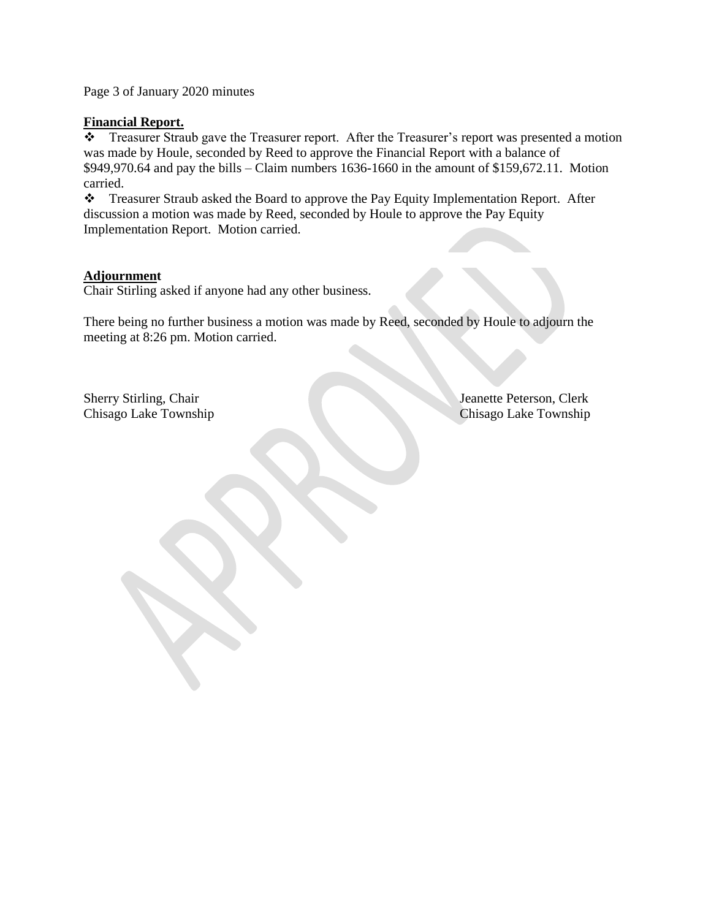Page 3 of January 2020 minutes

**Financial Report.**

- Treasurer Straub gave the Treasurer report. After the Treasurer's report was presented a motion was made by Houle, seconded by Reed to approve the Financial Report with a balance of $949,970.64 and pay the bills – Claim numbers 1636-1660 in the amount of $159,672.11. Motion carried.
- Treasurer Straub asked the Board to approve the Pay Equity Implementation Report. After discussion a motion was made by Reed, seconded by Houle to approve the Pay Equity Implementation Report. Motion carried.

**Adjournment**

Chair Stirling asked if anyone had any other business.

There being no further business a motion was made by Reed, seconded by Houle to adjourn the meeting at 8:26 pm. Motion carried.

Sherry Stirling, Chair
Chisago Lake Township

Jeanette Peterson, Clerk
Chisago Lake Township

APPROVED